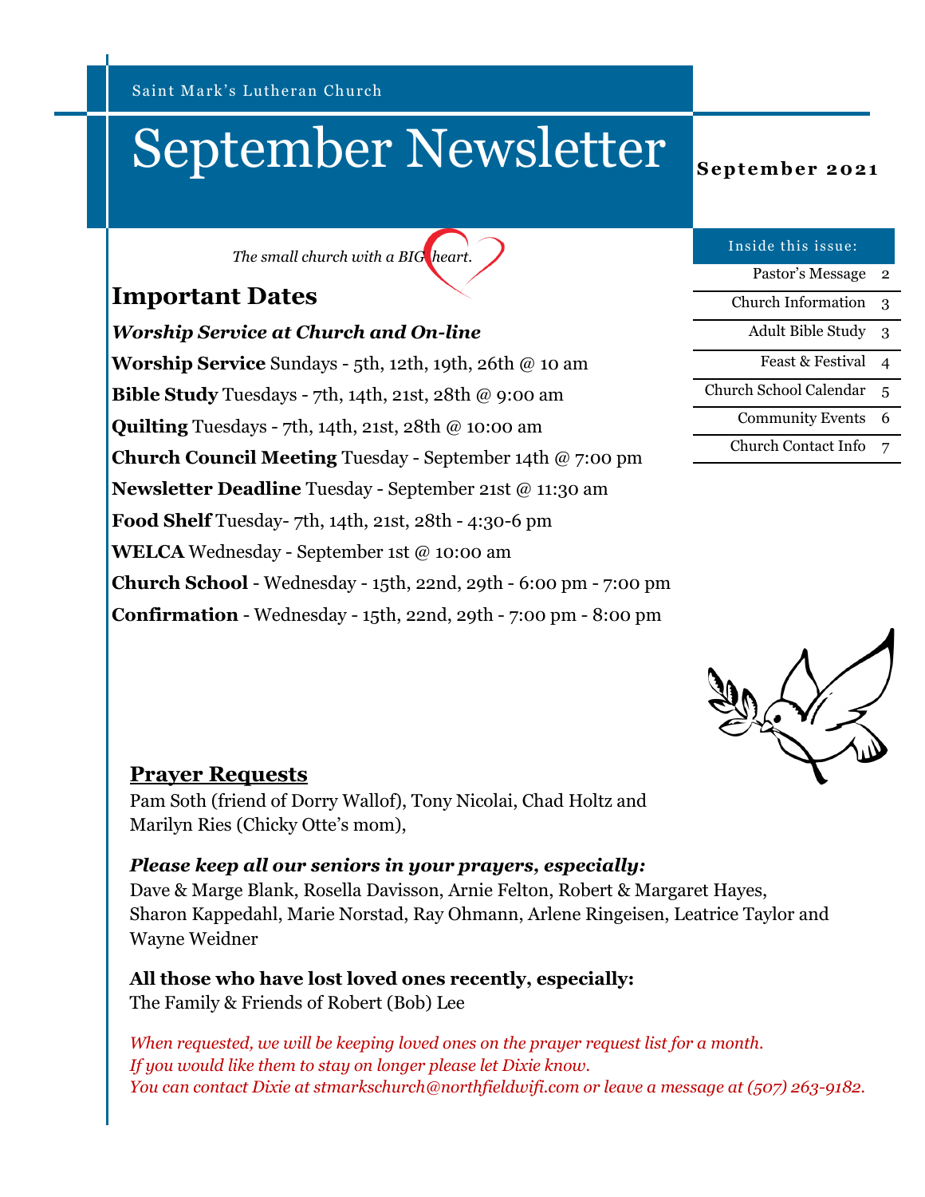Saint Mark's Lutheran Church

# September Newsletter

**September 2021**

*The small church with a BIG heart.*

| Inside this issue: | |
|---|---|
| Pastor's Message | 2 |
| Church Information | 3 |
| Adult Bible Study | 3 |
| Feast & Festival | 4 |
| Church School Calendar | 5 |
| Community Events | 6 |
| Church Contact Info | 7 |

## Important Dates

***Worship Service at Church and On-line***

**Worship Service** Sundays - 5th, 12th, 19th, 26th @ 10 am

**Bible Study** Tuesdays - 7th, 14th, 21st, 28th @ 9:00 am

**Quilting** Tuesdays - 7th, 14th, 21st, 28th @ 10:00 am

**Church Council Meeting** Tuesday - September 14th @ 7:00 pm

**Newsletter Deadline** Tuesday - September 21st @ 11:30 am

**Food Shelf** Tuesday- 7th, 14th, 21st, 28th - 4:30-6 pm

**WELCA** Wednesday - September 1st @ 10:00 am

**Church School** - Wednesday - 15th, 22nd, 29th - 6:00 pm - 7:00 pm

**Confirmation** - Wednesday - 15th, 22nd, 29th - 7:00 pm - 8:00 pm

## Prayer Requests

Pam Soth (friend of Dorry Wallof), Tony Nicolai, Chad Holtz and Marilyn Ries (Chicky Otte's mom),

***Please keep all our seniors in your prayers, especially:***

Dave & Marge Blank, Rosella Davisson, Arnie Felton, Robert & Margaret Hayes, Sharon Kappedahl, Marie Norstad, Ray Ohmann, Arlene Ringeisen, Leatrice Taylor and Wayne Weidner

**All those who have lost loved ones recently, especially:**

The Family & Friends of Robert (Bob) Lee

*When requested, we will be keeping loved ones on the prayer request list for a month.*
*If you would like them to stay on longer please let Dixie know.*
*You can contact Dixie at stmarkschurch@northfieldwifi.com or leave a message at (507) 263-9182.*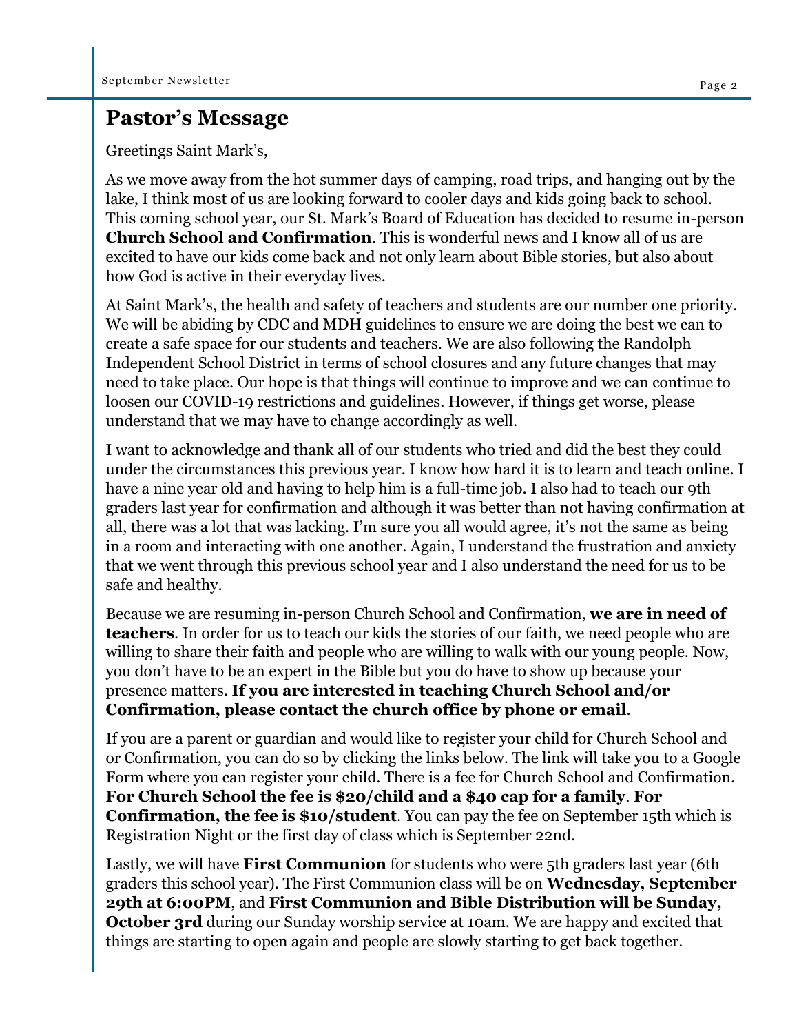## Pastor's Message

Greetings Saint Mark's,

As we move away from the hot summer days of camping, road trips, and hanging out by the lake, I think most of us are looking forward to cooler days and kids going back to school. This coming school year, our St. Mark's Board of Education has decided to resume in-person **Church School and Confirmation**. This is wonderful news and I know all of us are excited to have our kids come back and not only learn about Bible stories, but also about how God is active in their everyday lives.

At Saint Mark's, the health and safety of teachers and students are our number one priority. We will be abiding by CDC and MDH guidelines to ensure we are doing the best we can to create a safe space for our students and teachers. We are also following the Randolph Independent School District in terms of school closures and any future changes that may need to take place. Our hope is that things will continue to improve and we can continue to loosen our COVID-19 restrictions and guidelines. However, if things get worse, please understand that we may have to change accordingly as well.

I want to acknowledge and thank all of our students who tried and did the best they could under the circumstances this previous year. I know how hard it is to learn and teach online. I have a nine year old and having to help him is a full-time job. I also had to teach our 9th graders last year for confirmation and although it was better than not having confirmation at all, there was a lot that was lacking. I'm sure you all would agree, it's not the same as being in a room and interacting with one another. Again, I understand the frustration and anxiety that we went through this previous school year and I also understand the need for us to be safe and healthy.

Because we are resuming in-person Church School and Confirmation, **we are in need of teachers**. In order for us to teach our kids the stories of our faith, we need people who are willing to share their faith and people who are willing to walk with our young people. Now, you don't have to be an expert in the Bible but you do have to show up because your presence matters. **If you are interested in teaching Church School and/or Confirmation, please contact the church office by phone or email**.

If you are a parent or guardian and would like to register your child for Church School and or Confirmation, you can do so by clicking the links below. The link will take you to a Google Form where you can register your child. There is a fee for Church School and Confirmation. **For Church School the fee is $20/child and a $40 cap for a family**. **For Confirmation, the fee is $10/student**. You can pay the fee on September 15th which is Registration Night or the first day of class which is September 22nd.

Lastly, we will have **First Communion** for students who were 5th graders last year (6th graders this school year). The First Communion class will be on **Wednesday, September 29th at 6:00PM**, and **First Communion and Bible Distribution will be Sunday, October 3rd** during our Sunday worship service at 10am. We are happy and excited that things are starting to open again and people are slowly starting to get back together.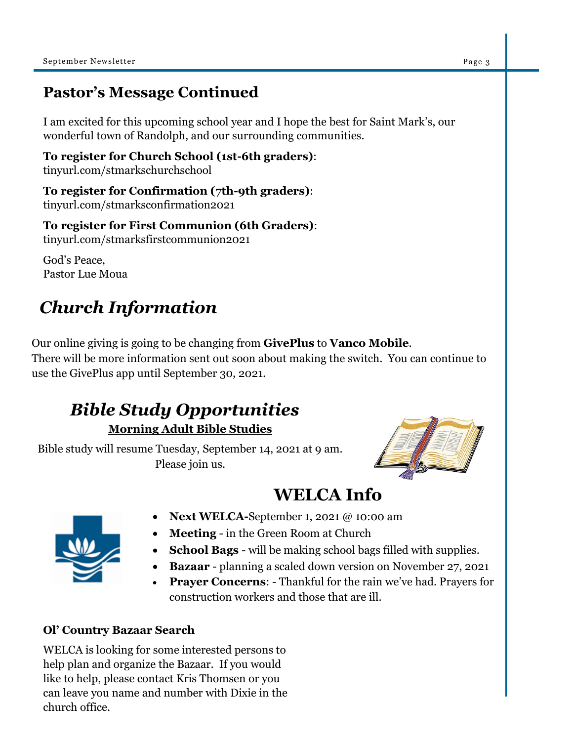## Pastor's Message Continued

I am excited for this upcoming school year and I hope the best for Saint Mark's, our wonderful town of Randolph, and our surrounding communities.

**To register for Church School (1st-6th graders)**:
tinyurl.com/stmarkschurchschool

**To register for Confirmation (7th-9th graders)**:
tinyurl.com/stmarksconfirmation2021

**To register for First Communion (6th Graders)**:
tinyurl.com/stmarksfirstcommunion2021

God's Peace,
Pastor Lue Moua

## *Church Information*

Our online giving is going to be changing from **GivePlus** to **Vanco Mobile**.
There will be more information sent out soon about making the switch. You can continue to use the GivePlus app until September 30, 2021.

## *Bible Study Opportunities*

**Morning Adult Bible Studies**

Bible study will resume Tuesday, September 14, 2021 at 9 am.
Please join us.

## WELCA Info

- **Next WELCA-**September 1, 2021 @ 10:00 am
- **Meeting** - in the Green Room at Church
- **School Bags** - will be making school bags filled with supplies.
- **Bazaar** - planning a scaled down version on November 27, 2021
- **Prayer Concerns**: - Thankful for the rain we've had. Prayers for construction workers and those that are ill.

**Ol' Country Bazaar Search**

WELCA is looking for some interested persons to help plan and organize the Bazaar. If you would like to help, please contact Kris Thomsen or you can leave you name and number with Dixie in the church office.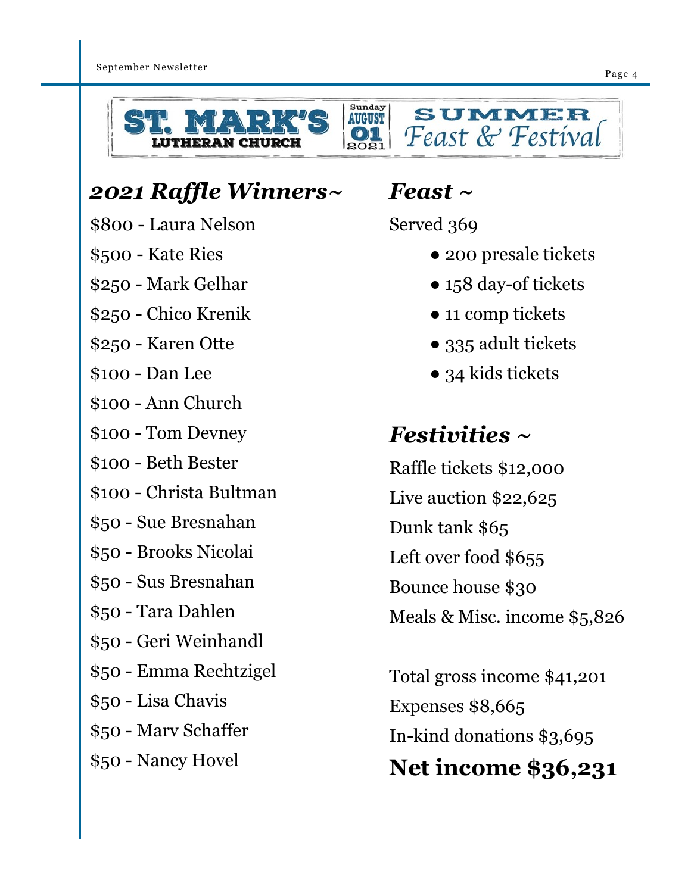ST. MARK'S LUTHERAN CHURCH | Sunday AUGUST 01 2021 | SUMMER Feast & Festival

## *2021 Raffle Winners~*

$800 - Laura Nelson

$500 - Kate Ries

$250 - Mark Gelhar

$250 - Chico Krenik

$250 - Karen Otte

$100 - Dan Lee

$100 - Ann Church

$100 - Tom Devney

$100 - Beth Bester

$100 - Christa Bultman

$50 - Sue Bresnahan

$50 - Brooks Nicolai

$50 - Sus Bresnahan

$50 - Tara Dahlen

$50 - Geri Weinhandl

$50 - Emma Rechtzigel

$50 - Lisa Chavis

$50 - Marv Schaffer

$50 - Nancy Hovel

## *Feast ~*

Served 369

- 200 presale tickets
- 158 day-of tickets
- 11 comp tickets
- 335 adult tickets
- 34 kids tickets

## *Festivities ~*

Raffle tickets $12,000

Live auction $22,625

Dunk tank $65

Left over food $655

Bounce house $30

Meals & Misc. income $5,826

Total gross income $41,201

Expenses $8,665

In-kind donations $3,695

**Net income $36,231**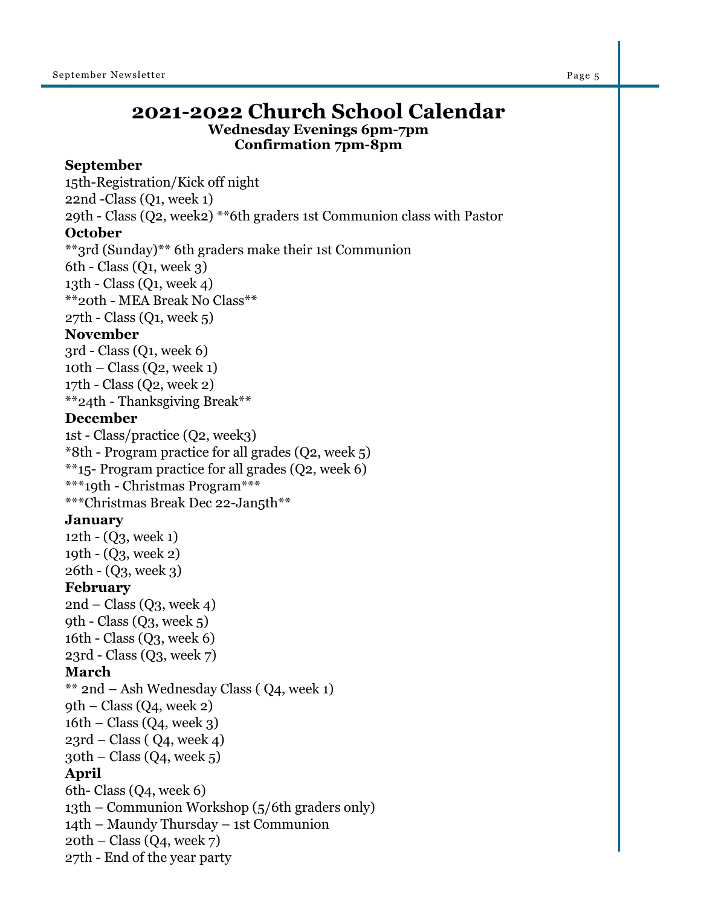# 2021-2022 Church School Calendar

**Wednesday Evenings 6pm-7pm**
**Confirmation 7pm-8pm**

**September**

15th-Registration/Kick off night
22nd -Class (Q1, week 1)
29th - Class (Q2, week2) **6th graders 1st Communion class with Pastor

**October**

**3rd (Sunday)** 6th graders make their 1st Communion
6th - Class (Q1, week 3)
13th - Class (Q1, week 4)
**20th - MEA Break No Class**
27th - Class (Q1, week 5)

**November**

3rd - Class (Q1, week 6)
10th – Class (Q2, week 1)
17th - Class (Q2, week 2)
**24th - Thanksgiving Break**

**December**

1st - Class/practice (Q2, week3)
*8th - Program practice for all grades (Q2, week 5)
**15- Program practice for all grades (Q2, week 6)
***19th - Christmas Program***
***Christmas Break Dec 22-Jan5th**

**January**

12th - (Q3, week 1)
19th - (Q3, week 2)
26th - (Q3, week 3)

**February**

2nd – Class (Q3, week 4)
9th - Class (Q3, week 5)
16th - Class (Q3, week 6)
23rd - Class (Q3, week 7)

**March**

** 2nd – Ash Wednesday Class ( Q4, week 1)
9th – Class (Q4, week 2)
16th – Class (Q4, week 3)
23rd – Class ( Q4, week 4)
30th – Class (Q4, week 5)

**April**

6th- Class (Q4, week 6)
13th – Communion Workshop (5/6th graders only)
14th – Maundy Thursday – 1st Communion
20th – Class (Q4, week 7)
27th - End of the year party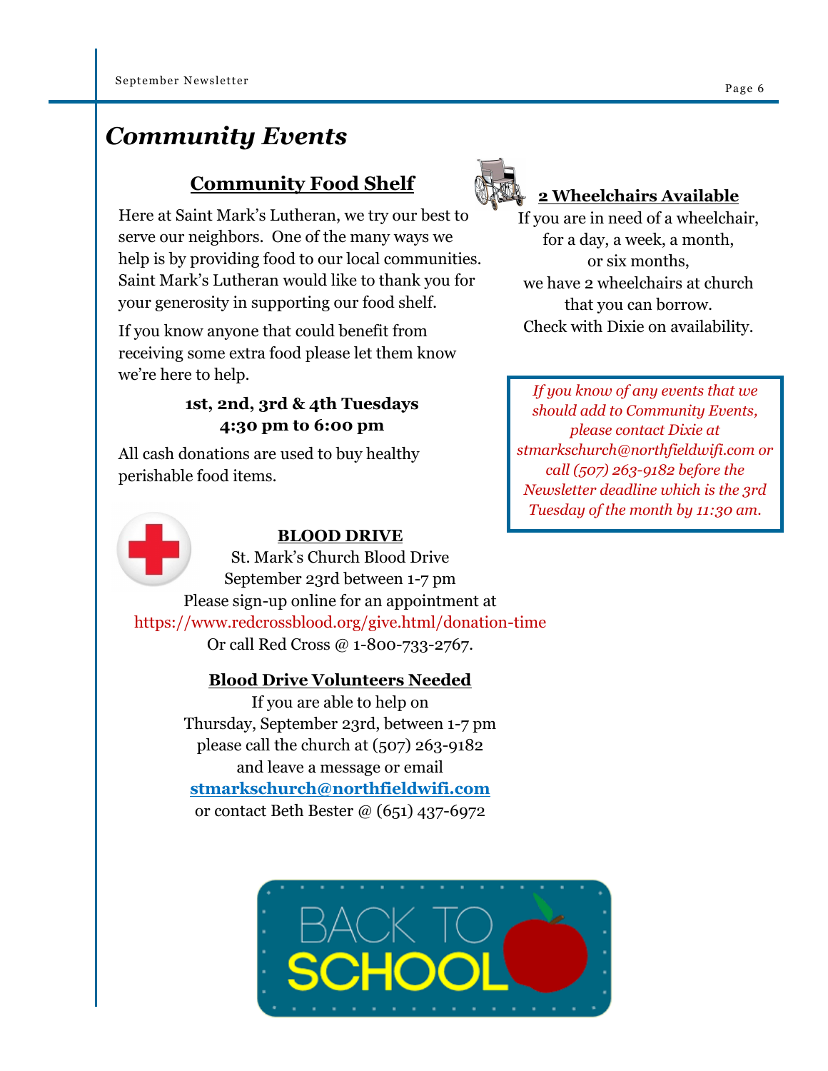# Community Events

## Community Food Shelf

Here at Saint Mark's Lutheran, we try our best to serve our neighbors. One of the many ways we help is by providing food to our local communities. Saint Mark's Lutheran would like to thank you for your generosity in supporting our food shelf.

If you know anyone that could benefit from receiving some extra food please let them know we're here to help.

**1st, 2nd, 3rd & 4th Tuesdays**
**4:30 pm to 6:00 pm**

All cash donations are used to buy healthy perishable food items.

## 2 Wheelchairs Available

If you are in need of a wheelchair, for a day, a week, a month, or six months, we have 2 wheelchairs at church that you can borrow. Check with Dixie on availability.

*If you know of any events that we should add to Community Events, please contact Dixie at stmarkschurch@northfieldwifi.com or call (507) 263-9182 before the Newsletter deadline which is the 3rd Tuesday of the month by 11:30 am.*

## BLOOD DRIVE

St. Mark's Church Blood Drive
September 23rd between 1-7 pm
Please sign-up online for an appointment at
https://www.redcrossblood.org/give.html/donation-time
Or call Red Cross @ 1-800-733-2767.

## Blood Drive Volunteers Needed

If you are able to help on
Thursday, September 23rd, between 1-7 pm
please call the church at (507) 263-9182
and leave a message or email
**stmarkschurch@northfieldwifi.com**
or contact Beth Bester @ (651) 437-6972

BACK TO SCHOOL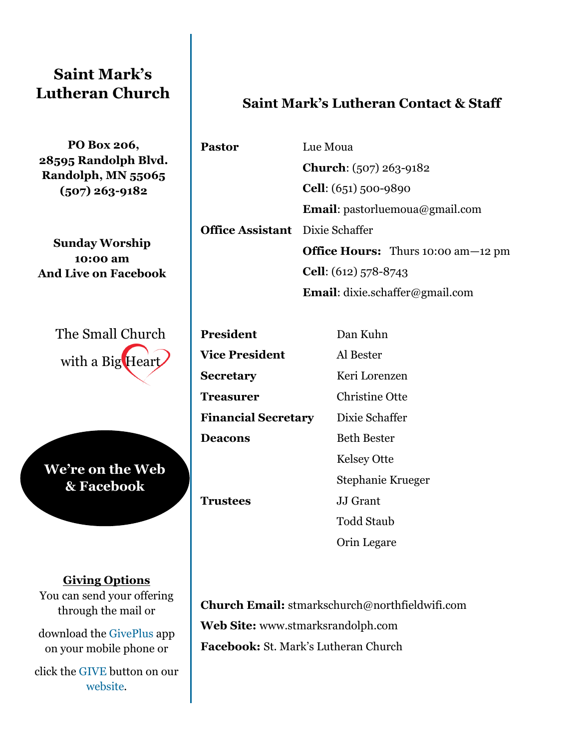## Saint Mark's Lutheran Church

**PO Box 206,**
**28595 Randolph Blvd.**
**Randolph, MN 55065**
**(507) 263-9182**

**Sunday Worship**
**10:00 am**
**And Live on Facebook**

The Small Church
with a Big Heart

**We're on the Web & Facebook**

**Giving Options**

You can send your offering through the mail or download the GivePlus app on your mobile phone or click the GIVE button on our website.

## Saint Mark's Lutheran Contact & Staff

**Pastor** Lue Moua
**Church**: (507) 263-9182
**Cell**: (651) 500-9890
**Email**: pastorluemoua@gmail.com

**Office Assistant** Dixie Schaffer
**Office Hours:** Thurs 10:00 am—12 pm
**Cell**: (612) 578-8743
**Email**: dixie.schaffer@gmail.com

| | |
|---|---|
| **President** | Dan Kuhn |
| **Vice President** | Al Bester |
| **Secretary** | Keri Lorenzen |
| **Treasurer** | Christine Otte |
| **Financial Secretary** | Dixie Schaffer |
| **Deacons** | Beth Bester |
| | Kelsey Otte |
| | Stephanie Krueger |
| **Trustees** | JJ Grant |
| | Todd Staub |
| | Orin Legare |

**Church Email:** stmarkschurch@northfieldwifi.com
**Web Site:** www.stmarksrandolph.com
**Facebook:** St. Mark's Lutheran Church